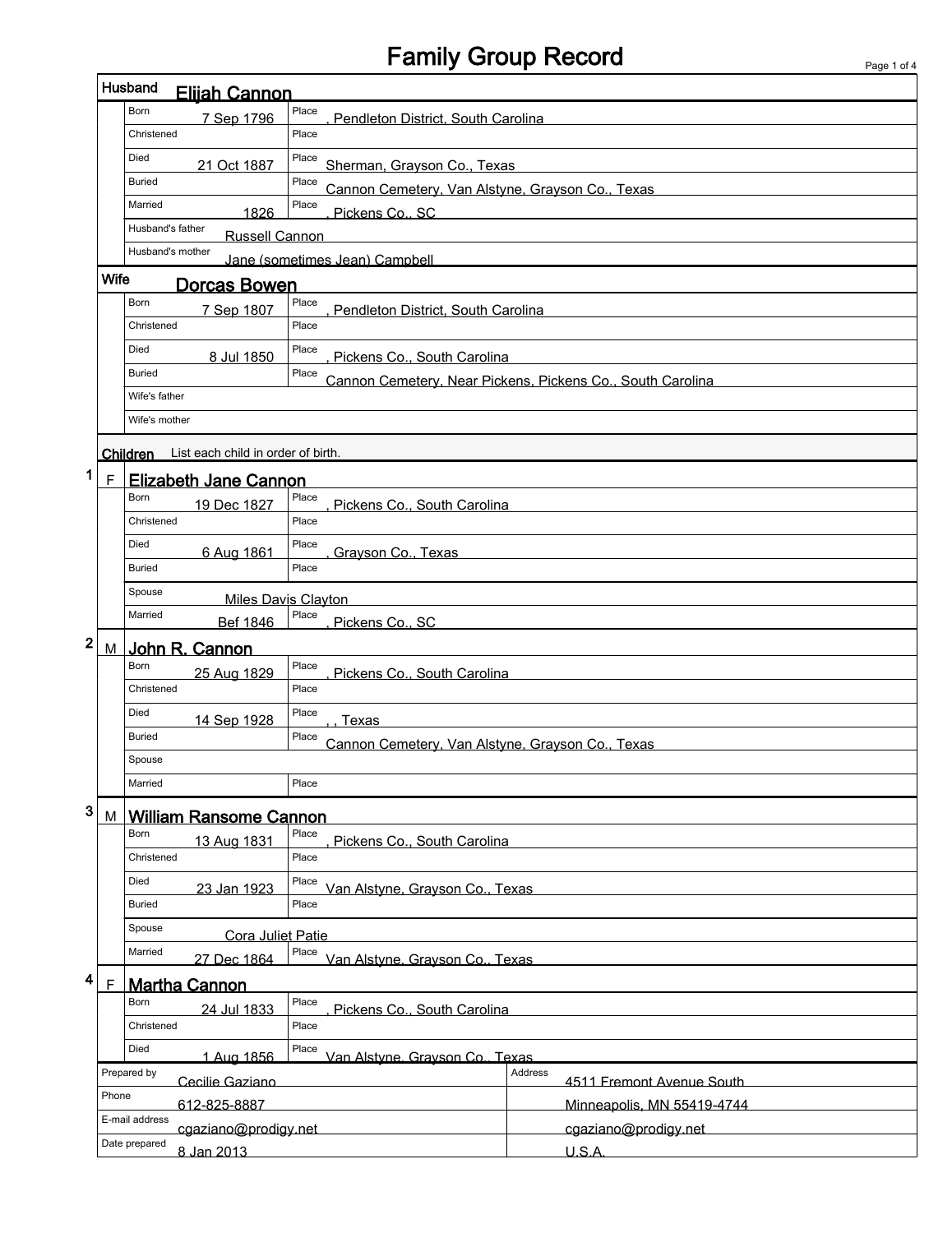# Family Group Record

## Husband: Elijah Cannon

| | | | |
|---|---|---|---|
| Born | 7 Sep 1796 | Place | , Pendleton District, South Carolina |
| Christened | | Place | |
| Died | 21 Oct 1887 | Place | Sherman, Grayson Co., Texas |
| Buried | | Place | Cannon Cemetery, Van Alstyne, Grayson Co., Texas |
| Married | 1826 | Place | , Pickens Co., SC |
| Husband's father | Russell Cannon | | |
| Husband's mother | Jane (sometimes Jean) Campbell | | |

## Wife: Dorcas Bowen

| | | | |
|---|---|---|---|
| Born | 7 Sep 1807 | Place | , Pendleton District, South Carolina |
| Christened | | Place | |
| Died | 8 Jul 1850 | Place | , Pickens Co., South Carolina |
| Buried | | Place | Cannon Cemetery, Near Pickens, Pickens Co., South Carolina |
| Wife's father | | | |
| Wife's mother | | | |

## Children

List each child in order of birth.

### 1 F Elizabeth Jane Cannon

| | | | |
|---|---|---|---|
| Born | 19 Dec 1827 | Place | , Pickens Co., South Carolina |
| Christened | | Place | |
| Died | 6 Aug 1861 | Place | , Grayson Co., Texas |
| Buried | | Place | |
| Spouse | Miles Davis Clayton | | |
| Married | Bef 1846 | Place | , Pickens Co., SC |

### 2 M John R. Cannon

| | | | |
|---|---|---|---|
| Born | 25 Aug 1829 | Place | , Pickens Co., South Carolina |
| Christened | | Place | |
| Died | 14 Sep 1928 | Place | , , Texas |
| Buried | | Place | Cannon Cemetery, Van Alstyne, Grayson Co., Texas |
| Spouse | | | |
| Married | | Place | |

### 3 M William Ransome Cannon

| | | | |
|---|---|---|---|
| Born | 13 Aug 1831 | Place | , Pickens Co., South Carolina |
| Christened | | Place | |
| Died | 23 Jan 1923 | Place | Van Alstyne, Grayson Co., Texas |
| Buried | | Place | |
| Spouse | Cora Juliet Patie | | |
| Married | 27 Dec 1864 | Place | Van Alstyne, Grayson Co., Texas |

### 4 F Martha Cannon

| | | | |
|---|---|---|---|
| Born | 24 Jul 1833 | Place | , Pickens Co., South Carolina |
| Christened | | Place | |
| Died | 1 Aug 1856 | Place | Van Alstyne, Grayson Co., Texas |

| | | | |
|---|---|---|---|
| Prepared by | Cecilie Gaziano | Address | 4511 Fremont Avenue South |
| Phone | 612-825-8887 | | Minneapolis, MN 55419-4744 |
| E-mail address | cgaziano@prodigy.net | | cgaziano@prodigy.net |
| Date prepared | 8 Jan 2013 | | U.S.A. |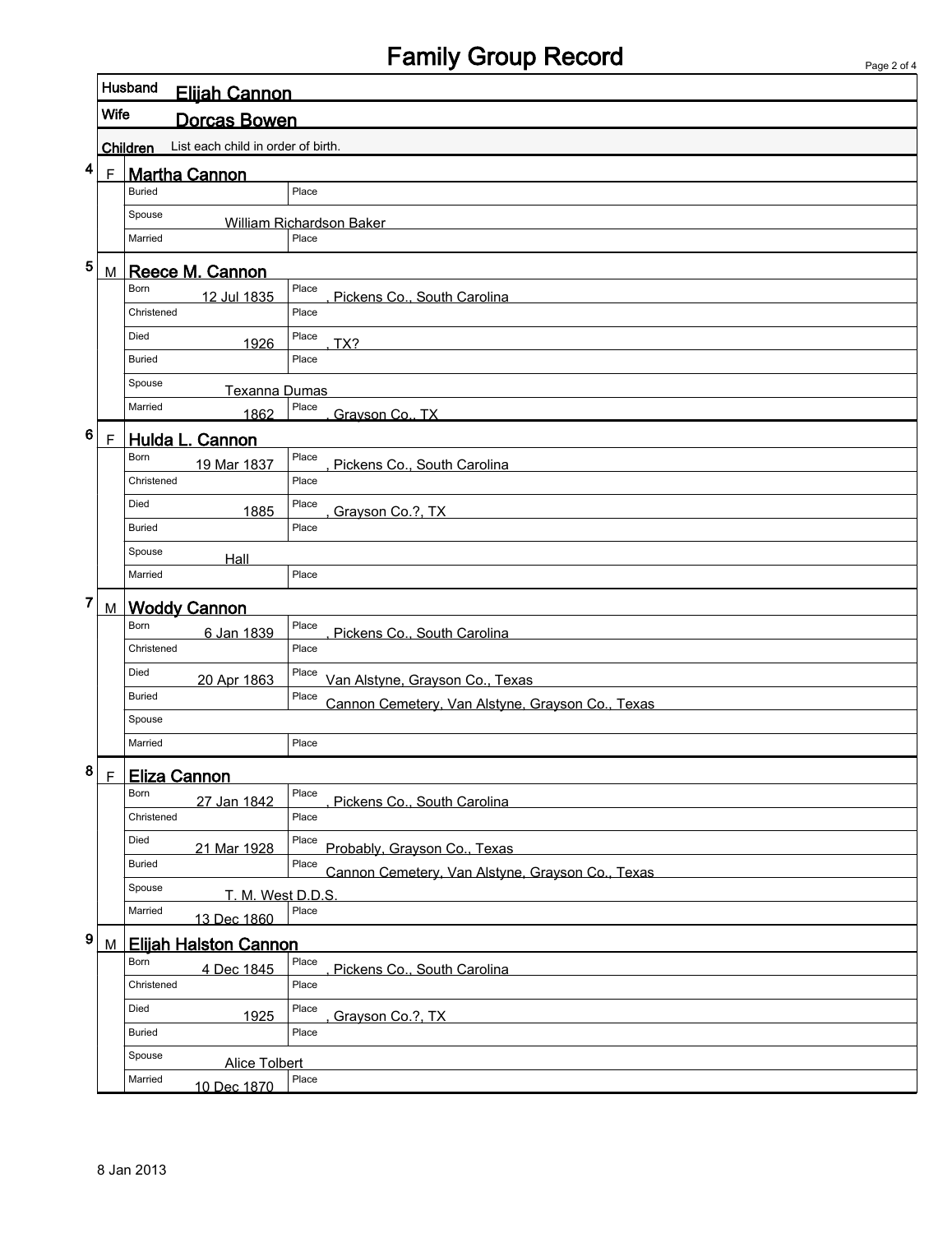# Family Group Record

**Husband** Elijah Cannon

**Wife** Dorcas Bowen

**Children** List each child in order of birth.

## 4 F Martha Cannon

| | | | |
|---|---|---|---|
| Buried | | Place | |
| Spouse | William Richardson Baker | | |
| Married | | Place | |

## 5 M Reece M. Cannon

| | | | |
|---|---|---|---|
| Born | 12 Jul 1835 | Place | , Pickens Co., South Carolina |
| Christened | | Place | |
| Died | 1926 | Place | , TX? |
| Buried | | Place | |
| Spouse | Texanna Dumas | | |
| Married | 1862 | Place | , Grayson Co., TX |

## 6 F Hulda L. Cannon

| | | | |
|---|---|---|---|
| Born | 19 Mar 1837 | Place | , Pickens Co., South Carolina |
| Christened | | Place | |
| Died | 1885 | Place | , Grayson Co.?, TX |
| Buried | | Place | |
| Spouse | Hall | | |
| Married | | Place | |

## 7 M Woddy Cannon

| | | | |
|---|---|---|---|
| Born | 6 Jan 1839 | Place | , Pickens Co., South Carolina |
| Christened | | Place | |
| Died | 20 Apr 1863 | Place | Van Alstyne, Grayson Co., Texas |
| Buried | | Place | Cannon Cemetery, Van Alstyne, Grayson Co., Texas |
| Spouse | | | |
| Married | | Place | |

## 8 F Eliza Cannon

| | | | |
|---|---|---|---|
| Born | 27 Jan 1842 | Place | , Pickens Co., South Carolina |
| Christened | | Place | |
| Died | 21 Mar 1928 | Place | Probably, Grayson Co., Texas |
| Buried | | Place | Cannon Cemetery, Van Alstyne, Grayson Co., Texas |
| Spouse | T. M. West D.D.S. | | |
| Married | 13 Dec 1860 | Place | |

## 9 M Elijah Halston Cannon

| | | | |
|---|---|---|---|
| Born | 4 Dec 1845 | Place | , Pickens Co., South Carolina |
| Christened | | Place | |
| Died | 1925 | Place | , Grayson Co.?, TX |
| Buried | | Place | |
| Spouse | Alice Tolbert | | |
| Married | 10 Dec 1870 | Place | |

8 Jan 2013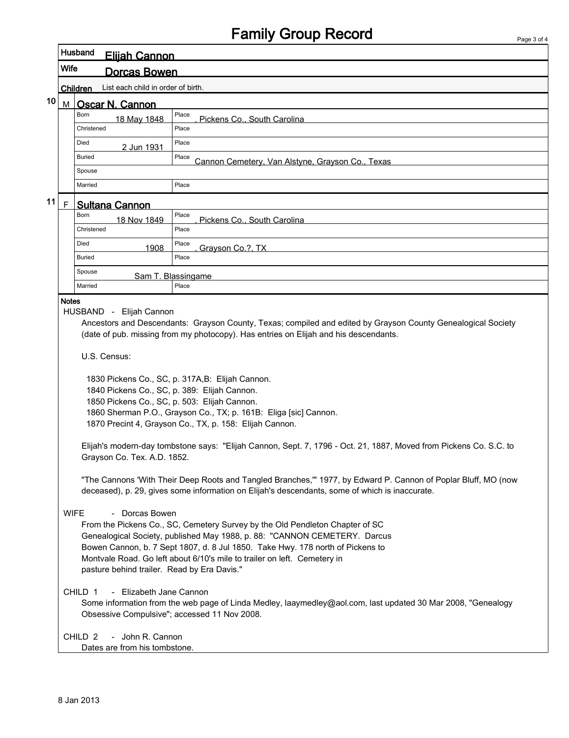# Family Group Record

**Husband** Elijah Cannon

**Wife** Dorcas Bowen

**Children** List each child in order of birth.

**10** M **Oscar N. Cannon**

| | | | |
|---|---|---|---|
| Born | 18 May 1848 | Place | , Pickens Co., South Carolina |
| Christened | | Place | |
| Died | 2 Jun 1931 | Place | |
| Buried | | Place | Cannon Cemetery, Van Alstyne, Grayson Co., Texas |
| Spouse | | | |
| Married | | Place | |

**11** F **Sultana Cannon**

| | | | |
|---|---|---|---|
| Born | 18 Nov 1849 | Place | , Pickens Co., South Carolina |
| Christened | | Place | |
| Died | 1908 | Place | , Grayson Co.?, TX |
| Buried | | Place | |
| Spouse | Sam T. Blassingame | | |
| Married | | Place | |

**Notes**

HUSBAND - Elijah Cannon

Ancestors and Descendants: Grayson County, Texas; compiled and edited by Grayson County Genealogical Society (date of pub. missing from my photocopy). Has entries on Elijah and his descendants.

U.S. Census:

1830 Pickens Co., SC, p. 317A,B: Elijah Cannon.
1840 Pickens Co., SC, p. 389: Elijah Cannon.
1850 Pickens Co., SC, p. 503: Elijah Cannon.
1860 Sherman P.O., Grayson Co., TX; p. 161B: Eliga [sic] Cannon.
1870 Precint 4, Grayson Co., TX, p. 158: Elijah Cannon.

Elijah's modern-day tombstone says: "Elijah Cannon, Sept. 7, 1796 - Oct. 21, 1887, Moved from Pickens Co. S.C. to Grayson Co. Tex. A.D. 1852.

"The Cannons 'With Their Deep Roots and Tangled Branches,'" 1977, by Edward P. Cannon of Poplar Bluff, MO (now deceased), p. 29, gives some information on Elijah's descendants, some of which is inaccurate.

WIFE - Dorcas Bowen

From the Pickens Co., SC, Cemetery Survey by the Old Pendleton Chapter of SC Genealogical Society, published May 1988, p. 88: "CANNON CEMETERY. Darcus Bowen Cannon, b. 7 Sept 1807, d. 8 Jul 1850. Take Hwy. 178 north of Pickens to Montvale Road. Go left about 6/10's mile to trailer on left. Cemetery in pasture behind trailer. Read by Era Davis."

CHILD 1 - Elizabeth Jane Cannon

Some information from the web page of Linda Medley, laaymedley@aol.com, last updated 30 Mar 2008, "Genealogy Obsessive Compulsive"; accessed 11 Nov 2008.

CHILD 2 - John R. Cannon

Dates are from his tombstone.

8 Jan 2013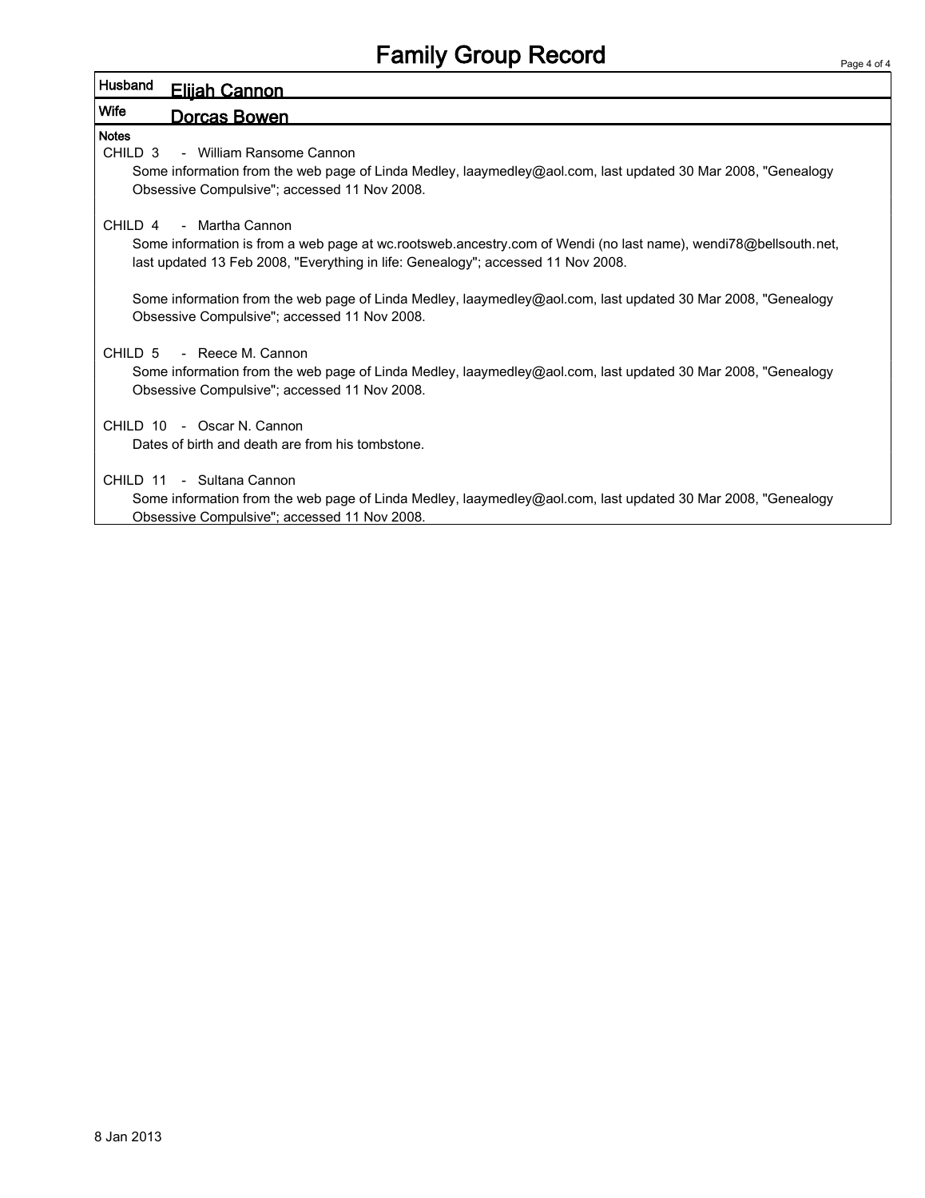# Family Group Record

**Husband** Elijah Cannon

**Wife** Dorcas Bowen

**Notes**

CHILD 3 - William Ransome Cannon

Some information from the web page of Linda Medley, laaymedley@aol.com, last updated 30 Mar 2008, "Genealogy Obsessive Compulsive"; accessed 11 Nov 2008.

CHILD 4 - Martha Cannon

Some information is from a web page at wc.rootsweb.ancestry.com of Wendi (no last name), wendi78@bellsouth.net, last updated 13 Feb 2008, "Everything in life: Genealogy"; accessed 11 Nov 2008.

Some information from the web page of Linda Medley, laaymedley@aol.com, last updated 30 Mar 2008, "Genealogy Obsessive Compulsive"; accessed 11 Nov 2008.

CHILD 5 - Reece M. Cannon

Some information from the web page of Linda Medley, laaymedley@aol.com, last updated 30 Mar 2008, "Genealogy Obsessive Compulsive"; accessed 11 Nov 2008.

CHILD 10 - Oscar N. Cannon

Dates of birth and death are from his tombstone.

CHILD 11 - Sultana Cannon

Some information from the web page of Linda Medley, laaymedley@aol.com, last updated 30 Mar 2008, "Genealogy Obsessive Compulsive"; accessed 11 Nov 2008.

8 Jan 2013